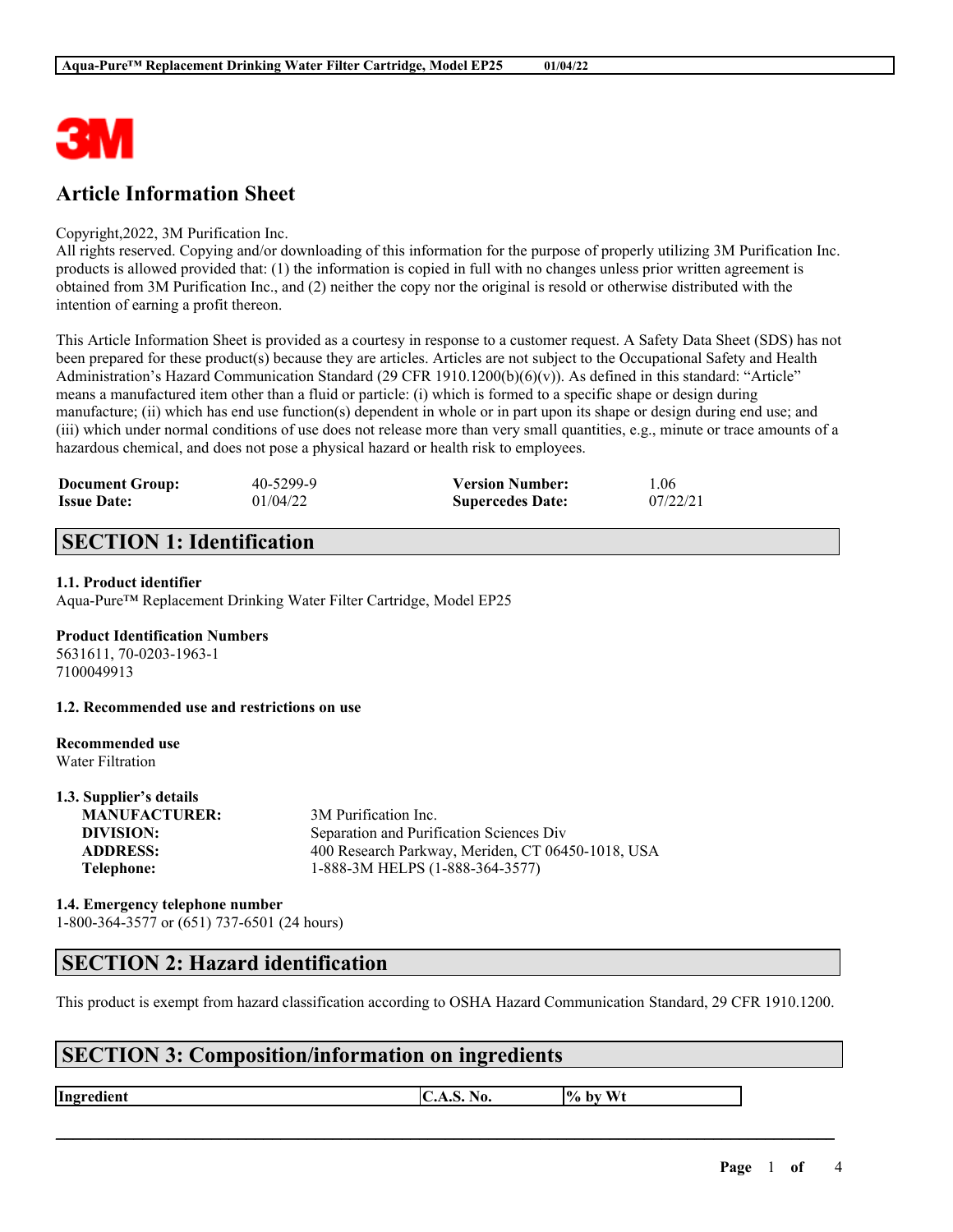# Article Information Sheet

Copyright,2022, 3M Purification Inc.
All rights reserved. Copying and/or downloading of this information for the purpose of properly utilizing 3M Purification Inc. products is allowed provided that: (1) the information is copied in full with no changes unless prior written agreement is obtained from 3M Purification Inc., and (2) neither the copy nor the original is resold or otherwise distributed with the intention of earning a profit thereon.

This Article Information Sheet is provided as a courtesy in response to a customer request. A Safety Data Sheet (SDS) has not been prepared for these product(s) because they are articles. Articles are not subject to the Occupational Safety and Health Administration's Hazard Communication Standard (29 CFR 1910.1200(b)(6)(v)). As defined in this standard: "Article" means a manufactured item other than a fluid or particle: (i) which is formed to a specific shape or design during manufacture; (ii) which has end use function(s) dependent in whole or in part upon its shape or design during end use; and (iii) which under normal conditions of use does not release more than very small quantities, e.g., minute or trace amounts of a hazardous chemical, and does not pose a physical hazard or health risk to employees.

| **Document Group:** | 40-5299-9 | **Version Number:** | 1.06 |
|---|---|---|---|
| **Issue Date:** | 01/04/22 | **Supercedes Date:** | 07/22/21 |

## SECTION 1: Identification

**1.1. Product identifier**
Aqua-Pure™ Replacement Drinking Water Filter Cartridge, Model EP25

**Product Identification Numbers**
5631611, 70-0203-1963-1
7100049913

**1.2. Recommended use and restrictions on use**

**Recommended use**
Water Filtration

**1.3. Supplier's details**

| | |
|---|---|
| **MANUFACTURER:** | 3M Purification Inc. |
| **DIVISION:** | Separation and Purification Sciences Div |
| **ADDRESS:** | 400 Research Parkway, Meriden, CT 06450-1018, USA |
| **Telephone:** | 1-888-3M HELPS (1-888-364-3577) |

**1.4. Emergency telephone number**
1-800-364-3577 or (651) 737-6501 (24 hours)

## SECTION 2: Hazard identification

This product is exempt from hazard classification according to OSHA Hazard Communication Standard, 29 CFR 1910.1200.

## SECTION 3: Composition/information on ingredients

| Ingredient | C.A.S. No. | % by Wt |
|---|---|---|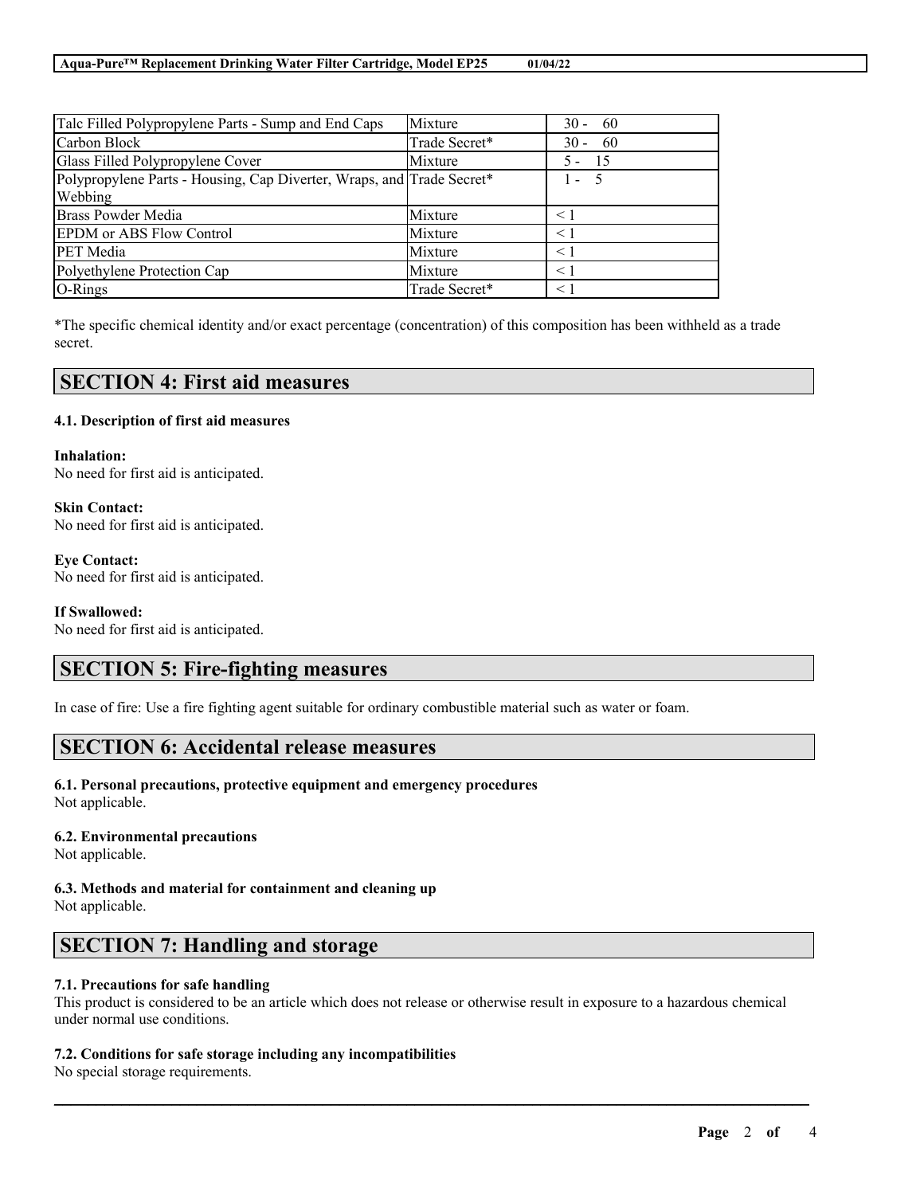| Talc Filled Polypropylene Parts - Sump and End Caps | Mixture | 30 - 60 |
|---|---|---|
| Carbon Block | Trade Secret* | 30 - 60 |
| Glass Filled Polypropylene Cover | Mixture | 5 - 15 |
| Polypropylene Parts - Housing, Cap Diverter, Wraps, and Webbing | Trade Secret* | 1 - 5 |
| Brass Powder Media | Mixture | < 1 |
| EPDM or ABS Flow Control | Mixture | < 1 |
| PET Media | Mixture | < 1 |
| Polyethylene Protection Cap | Mixture | < 1 |
| O-Rings | Trade Secret* | < 1 |

*The specific chemical identity and/or exact percentage (concentration) of this composition has been withheld as a trade secret.

## SECTION 4: First aid measures

### 4.1. Description of first aid measures

**Inhalation:**
No need for first aid is anticipated.

**Skin Contact:**
No need for first aid is anticipated.

**Eye Contact:**
No need for first aid is anticipated.

**If Swallowed:**
No need for first aid is anticipated.

## SECTION 5: Fire-fighting measures

In case of fire: Use a fire fighting agent suitable for ordinary combustible material such as water or foam.

## SECTION 6: Accidental release measures

### 6.1. Personal precautions, protective equipment and emergency procedures

Not applicable.

### 6.2. Environmental precautions

Not applicable.

### 6.3. Methods and material for containment and cleaning up

Not applicable.

## SECTION 7: Handling and storage

### 7.1. Precautions for safe handling

This product is considered to be an article which does not release or otherwise result in exposure to a hazardous chemical under normal use conditions.

### 7.2. Conditions for safe storage including any incompatibilities

No special storage requirements.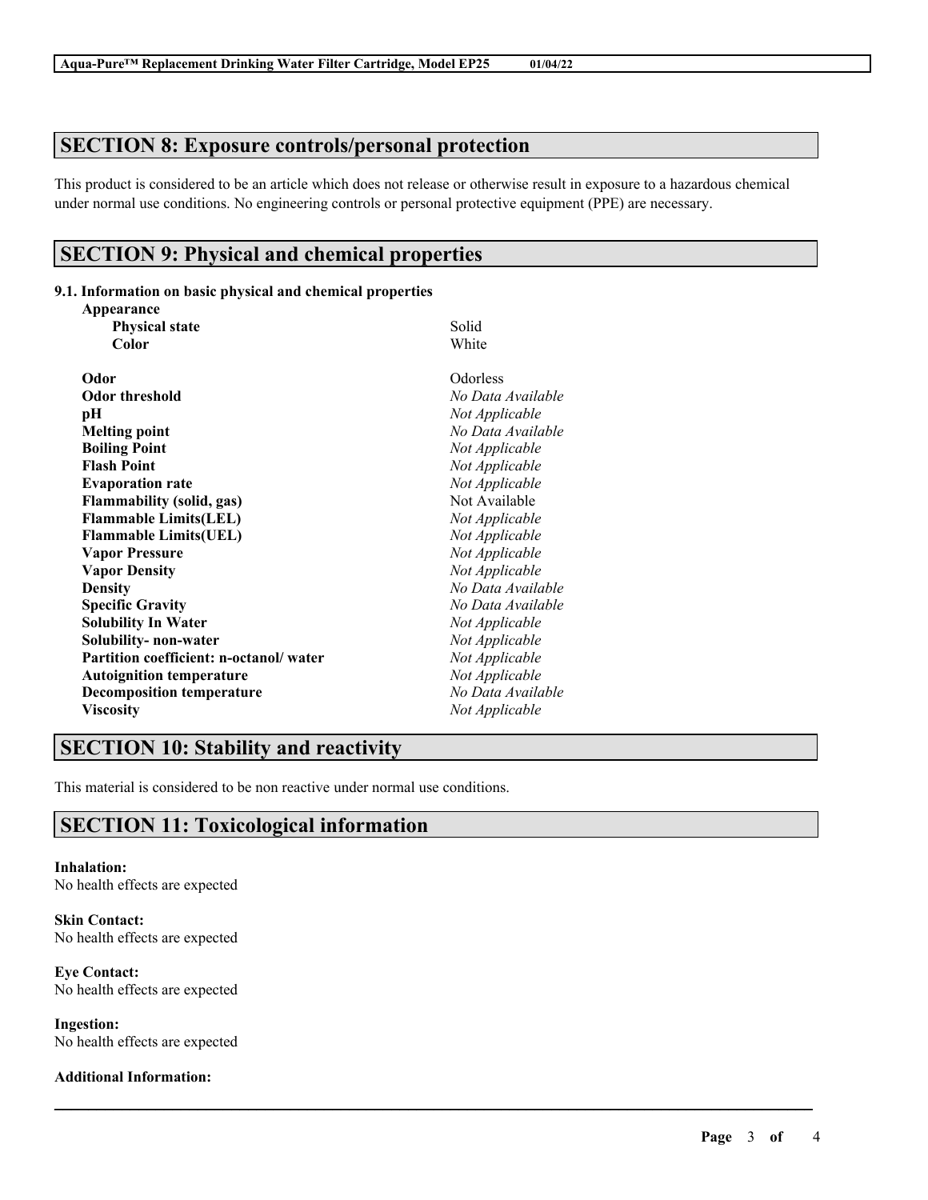## SECTION 8: Exposure controls/personal protection

This product is considered to be an article which does not release or otherwise result in exposure to a hazardous chemical under normal use conditions. No engineering controls or personal protective equipment (PPE) are necessary.

## SECTION 9: Physical and chemical properties

### 9.1. Information on basic physical and chemical properties

| Property | Value |
| --- | --- |
| **Appearance** | |
| **Physical state** | Solid |
| **Color** | White |
| **Odor** | Odorless |
| **Odor threshold** | *No Data Available* |
| **pH** | *Not Applicable* |
| **Melting point** | *No Data Available* |
| **Boiling Point** | *Not Applicable* |
| **Flash Point** | *Not Applicable* |
| **Evaporation rate** | *Not Applicable* |
| **Flammability (solid, gas)** | Not Available |
| **Flammable Limits(LEL)** | *Not Applicable* |
| **Flammable Limits(UEL)** | *Not Applicable* |
| **Vapor Pressure** | *Not Applicable* |
| **Vapor Density** | *Not Applicable* |
| **Density** | *No Data Available* |
| **Specific Gravity** | *No Data Available* |
| **Solubility In Water** | *Not Applicable* |
| **Solubility- non-water** | *Not Applicable* |
| **Partition coefficient: n-octanol/ water** | *Not Applicable* |
| **Autoignition temperature** | *Not Applicable* |
| **Decomposition temperature** | *No Data Available* |
| **Viscosity** | *Not Applicable* |

## SECTION 10: Stability and reactivity

This material is considered to be non reactive under normal use conditions.

## SECTION 11: Toxicological information

**Inhalation:**
No health effects are expected

**Skin Contact:**
No health effects are expected

**Eye Contact:**
No health effects are expected

**Ingestion:**
No health effects are expected

**Additional Information:**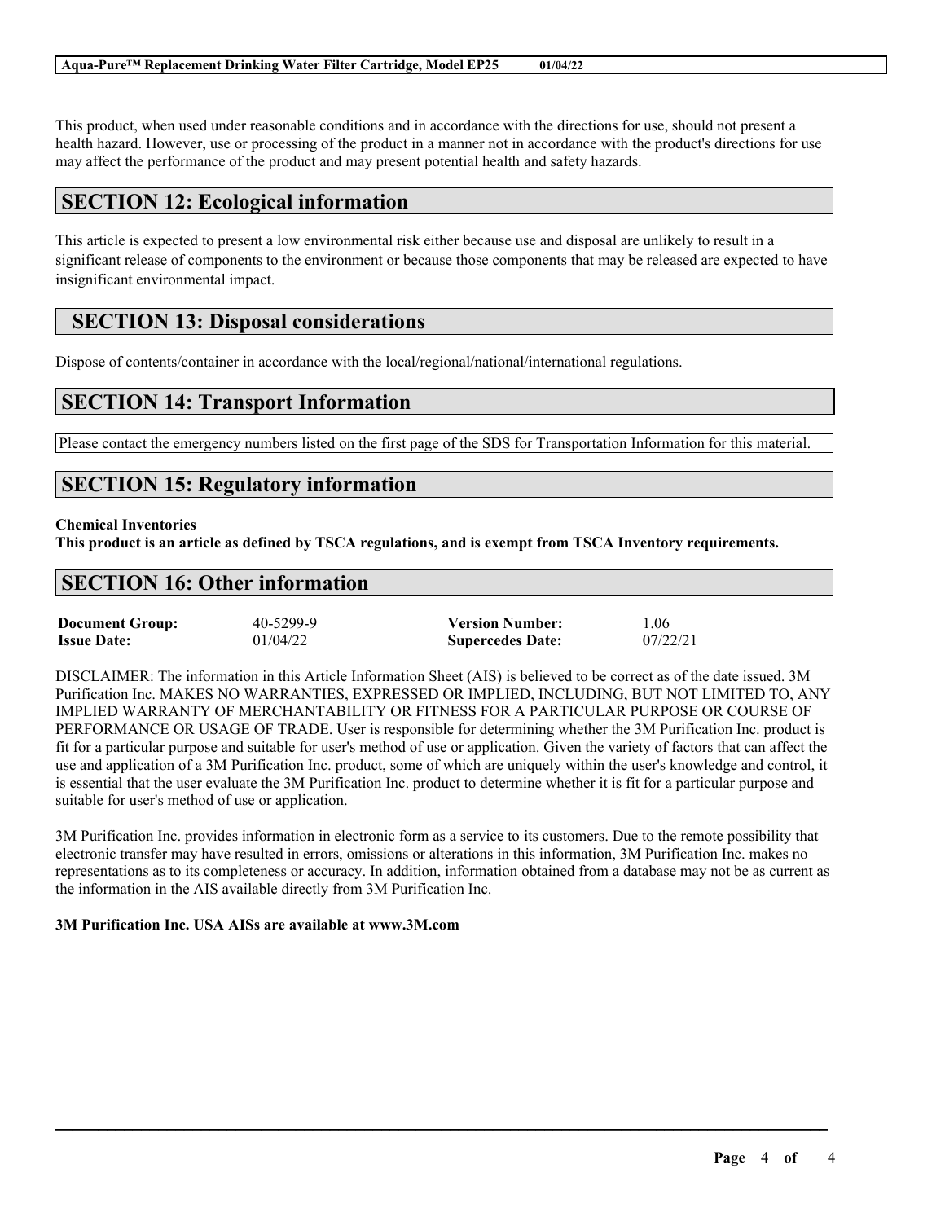This product, when used under reasonable conditions and in accordance with the directions for use, should not present a health hazard. However, use or processing of the product in a manner not in accordance with the product's directions for use may affect the performance of the product and may present potential health and safety hazards.

## SECTION 12: Ecological information

This article is expected to present a low environmental risk either because use and disposal are unlikely to result in a significant release of components to the environment or because those components that may be released are expected to have insignificant environmental impact.

## SECTION 13: Disposal considerations

Dispose of contents/container in accordance with the local/regional/national/international regulations.

## SECTION 14: Transport Information

Please contact the emergency numbers listed on the first page of the SDS for Transportation Information for this material.

## SECTION 15: Regulatory information

**Chemical Inventories**

**This product is an article as defined by TSCA regulations, and is exempt from TSCA Inventory requirements.**

## SECTION 16: Other information

| | | | |
|---|---|---|---|
| **Document Group:** | 40-5299-9 | **Version Number:** | 1.06 |
| **Issue Date:** | 01/04/22 | **Supercedes Date:** | 07/22/21 |

DISCLAIMER: The information in this Article Information Sheet (AIS) is believed to be correct as of the date issued. 3M Purification Inc. MAKES NO WARRANTIES, EXPRESSED OR IMPLIED, INCLUDING, BUT NOT LIMITED TO, ANY IMPLIED WARRANTY OF MERCHANTABILITY OR FITNESS FOR A PARTICULAR PURPOSE OR COURSE OF PERFORMANCE OR USAGE OF TRADE. User is responsible for determining whether the 3M Purification Inc. product is fit for a particular purpose and suitable for user's method of use or application. Given the variety of factors that can affect the use and application of a 3M Purification Inc. product, some of which are uniquely within the user's knowledge and control, it is essential that the user evaluate the 3M Purification Inc. product to determine whether it is fit for a particular purpose and suitable for user's method of use or application.

3M Purification Inc. provides information in electronic form as a service to its customers. Due to the remote possibility that electronic transfer may have resulted in errors, omissions or alterations in this information, 3M Purification Inc. makes no representations as to its completeness or accuracy. In addition, information obtained from a database may not be as current as the information in the AIS available directly from 3M Purification Inc.

**3M Purification Inc. USA AISs are available at www.3M.com**